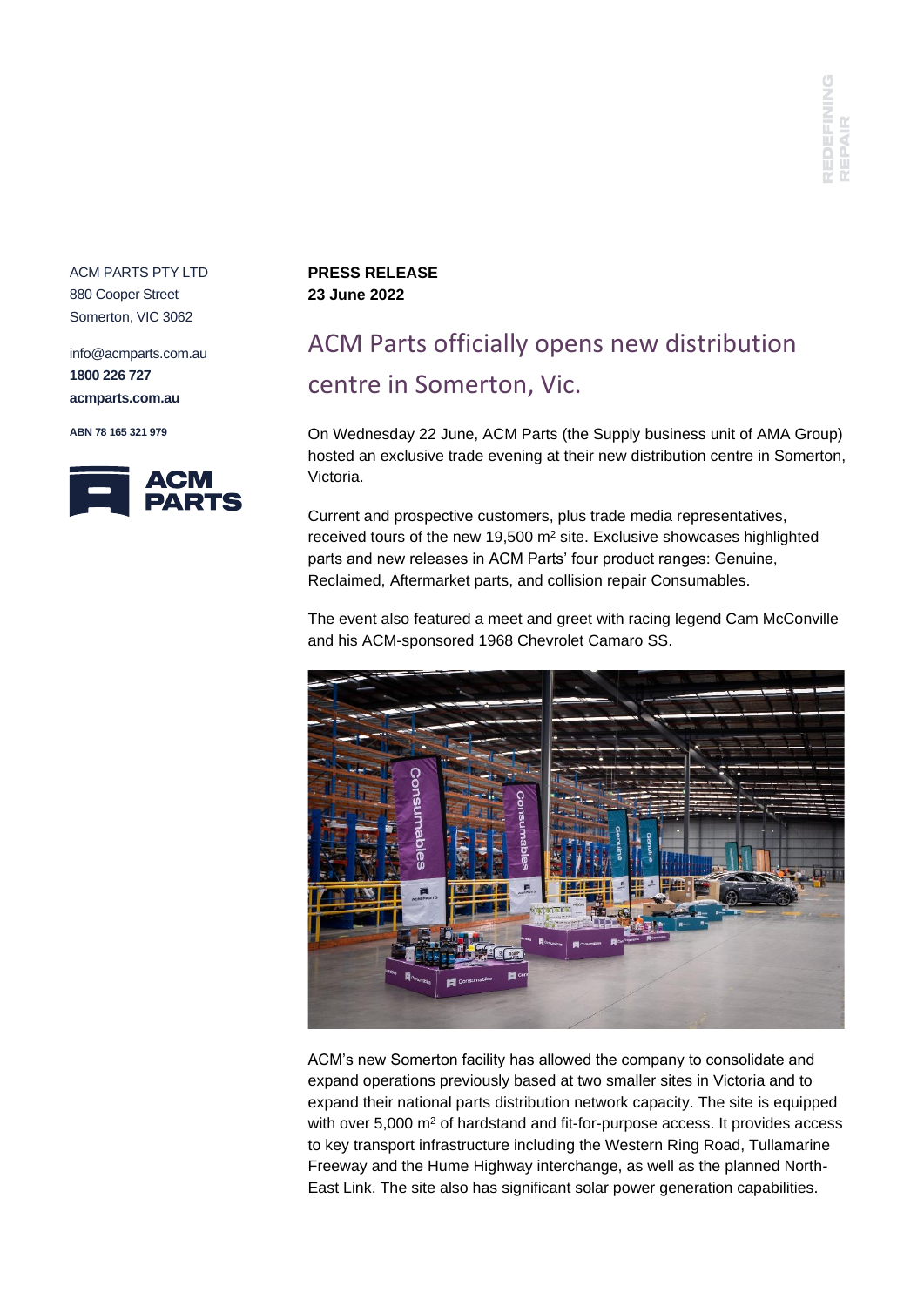ACM PARTS PTY LTD
880 Cooper Street
Somerton, VIC 3062

info@acmparts.com.au
**1800 226 727**
**acmparts.com.au**

**ABN 78 165 321 979**

**PRESS RELEASE**
**23 June 2022**

# ACM Parts officially opens new distribution centre in Somerton, Vic.

On Wednesday 22 June, ACM Parts (the Supply business unit of AMA Group) hosted an exclusive trade evening at their new distribution centre in Somerton, Victoria.

Current and prospective customers, plus trade media representatives, received tours of the new 19,500 m$^2$ site. Exclusive showcases highlighted parts and new releases in ACM Parts' four product ranges: Genuine, Reclaimed, Aftermarket parts, and collision repair Consumables.

The event also featured a meet and greet with racing legend Cam McConville and his ACM-sponsored 1968 Chevrolet Camaro SS.

ACM's new Somerton facility has allowed the company to consolidate and expand operations previously based at two smaller sites in Victoria and to expand their national parts distribution network capacity. The site is equipped with over 5,000 m$^2$ of hardstand and fit-for-purpose access. It provides access to key transport infrastructure including the Western Ring Road, Tullamarine Freeway and the Hume Highway interchange, as well as the planned North-East Link. The site also has significant solar power generation capabilities.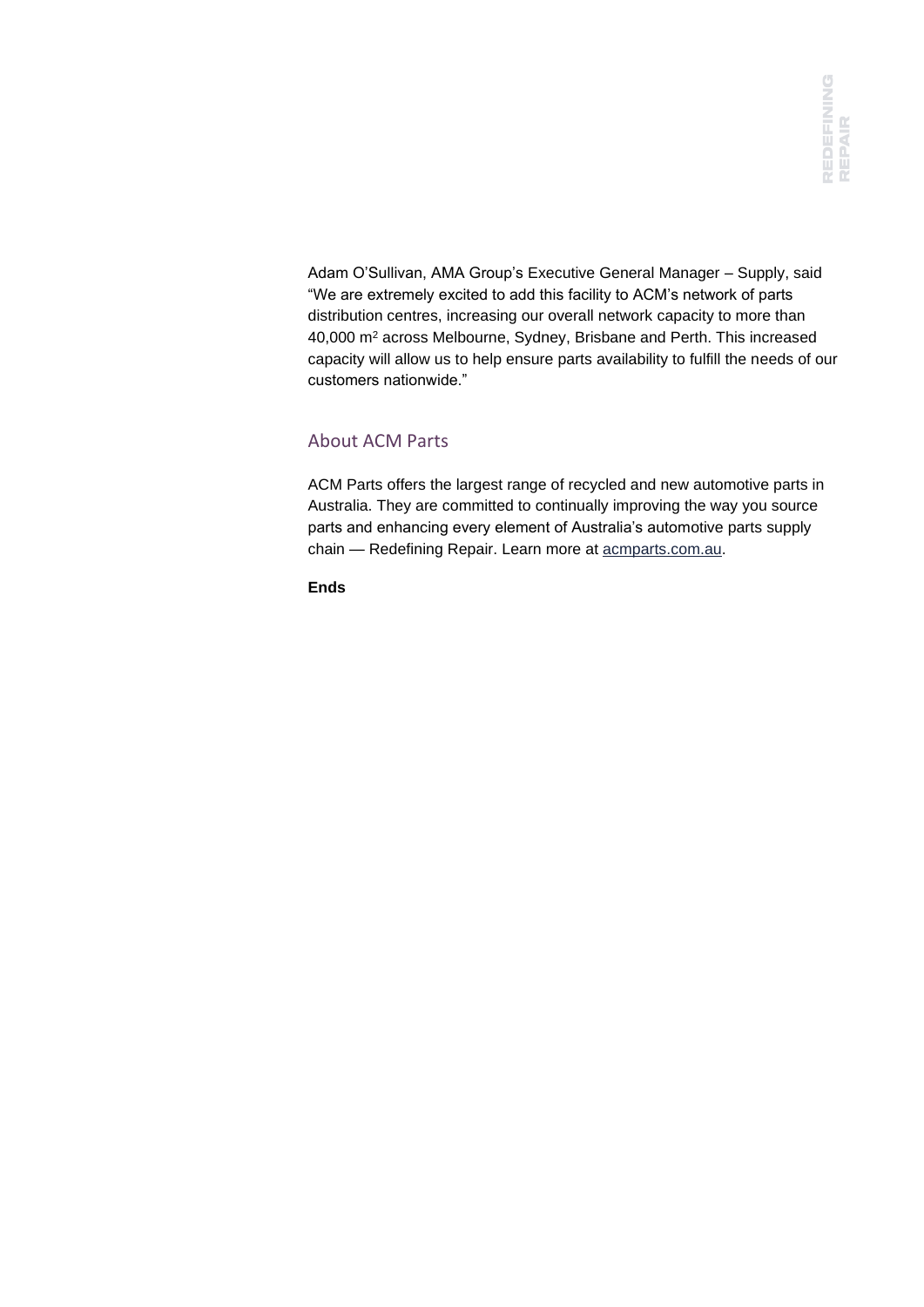Adam O'Sullivan, AMA Group's Executive General Manager – Supply, said "We are extremely excited to add this facility to ACM's network of parts distribution centres, increasing our overall network capacity to more than 40,000 $m^2$ across Melbourne, Sydney, Brisbane and Perth. This increased capacity will allow us to help ensure parts availability to fulfill the needs of our customers nationwide."

## About ACM Parts

ACM Parts offers the largest range of recycled and new automotive parts in Australia. They are committed to continually improving the way you source parts and enhancing every element of Australia's automotive parts supply chain — Redefining Repair. Learn more at acmparts.com.au.

**Ends**